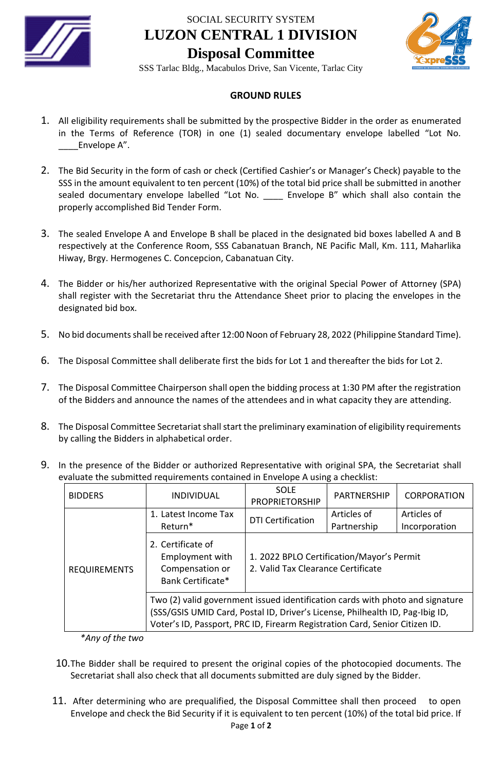SOCIAL SECURITY SYSTEM

# LUZON CENTRAL 1 DIVISION

## Disposal Committee

SSS Tarlac Bldg., Macabulos Drive, San Vicente, Tarlac City

### GROUND RULES

1. All eligibility requirements shall be submitted by the prospective Bidder in the order as enumerated in the Terms of Reference (TOR) in one (1) sealed documentary envelope labelled "Lot No. ____Envelope A".

2. The Bid Security in the form of cash or check (Certified Cashier's or Manager's Check) payable to the SSS in the amount equivalent to ten percent (10%) of the total bid price shall be submitted in another sealed documentary envelope labelled "Lot No. ____ Envelope B" which shall also contain the properly accomplished Bid Tender Form.

3. The sealed Envelope A and Envelope B shall be placed in the designated bid boxes labelled A and B respectively at the Conference Room, SSS Cabanatuan Branch, NE Pacific Mall, Km. 111, Maharlika Hiway, Brgy. Hermogenes C. Concepcion, Cabanatuan City.

4. The Bidder or his/her authorized Representative with the original Special Power of Attorney (SPA) shall register with the Secretariat thru the Attendance Sheet prior to placing the envelopes in the designated bid box.

5. No bid documents shall be received after 12:00 Noon of February 28, 2022 (Philippine Standard Time).

6. The Disposal Committee shall deliberate first the bids for Lot 1 and thereafter the bids for Lot 2.

7. The Disposal Committee Chairperson shall open the bidding process at 1:30 PM after the registration of the Bidders and announce the names of the attendees and in what capacity they are attending.

8. The Disposal Committee Secretariat shall start the preliminary examination of eligibility requirements by calling the Bidders in alphabetical order.

9. In the presence of the Bidder or authorized Representative with original SPA, the Secretariat shall evaluate the submitted requirements contained in Envelope A using a checklist:

| BIDDERS | INDIVIDUAL | SOLE PROPRIETORSHIP | PARTNERSHIP | CORPORATION |
|---|---|---|---|---|
| REQUIREMENTS | 1. Latest Income Tax Return* | DTI Certification | Articles of Partnership | Articles of Incorporation |
| | 2. Certificate of Employment with Compensation or Bank Certificate* | 1. 2022 BPLO Certification/Mayor's Permit<br>2. Valid Tax Clearance Certificate | | |
| | Two (2) valid government issued identification cards with photo and signature (SSS/GSIS UMID Card, Postal ID, Driver's License, Philhealth ID, Pag-Ibig ID, Voter's ID, Passport, PRC ID, Firearm Registration Card, Senior Citizen ID. | | | |

*\*Any of the two*

10. The Bidder shall be required to present the original copies of the photocopied documents. The Secretariat shall also check that all documents submitted are duly signed by the Bidder.

11. After determining who are prequalified, the Disposal Committee shall then proceed to open Envelope and check the Bid Security if it is equivalent to ten percent (10%) of the total bid price. If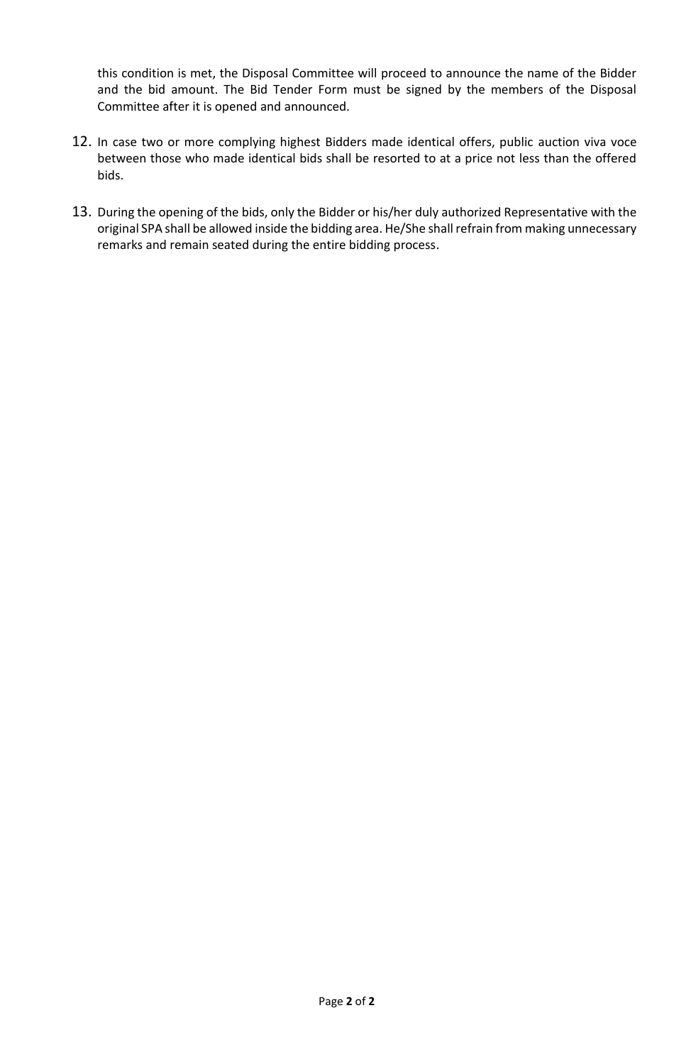this condition is met, the Disposal Committee will proceed to announce the name of the Bidder and the bid amount. The Bid Tender Form must be signed by the members of the Disposal Committee after it is opened and announced.

12. In case two or more complying highest Bidders made identical offers, public auction viva voce between those who made identical bids shall be resorted to at a price not less than the offered bids.

13. During the opening of the bids, only the Bidder or his/her duly authorized Representative with the original SPA shall be allowed inside the bidding area. He/She shall refrain from making unnecessary remarks and remain seated during the entire bidding process.